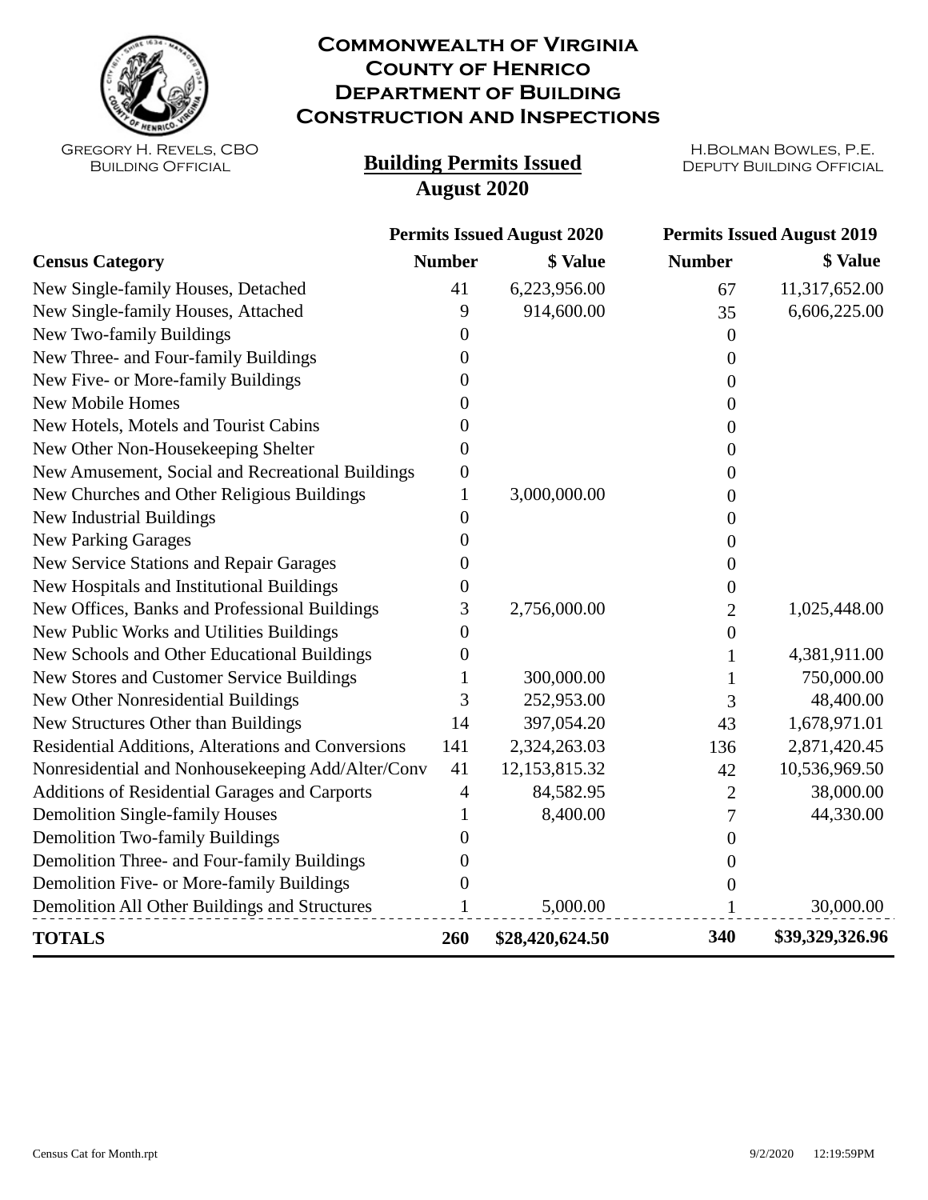# Commonwealth of Virginia
# County of Henrico
# Department of Building Construction and Inspections

Gregory H. Revels, CBO
Building Official

H.Bolman Bowles, P.E.
Deputy Building Official

## Building Permits Issued
## August 2020

| Census Category | Permits Issued August 2020 | | Permits Issued August 2019 | |
|---|---|---|---|---|
| | **Number** | **$ Value** | **Number** | **$ Value** |
| New Single-family Houses, Detached | 41 | 6,223,956.00 | 67 | 11,317,652.00 |
| New Single-family Houses, Attached | 9 | 914,600.00 | 35 | 6,606,225.00 |
| New Two-family Buildings | 0 | | 0 | |
| New Three- and Four-family Buildings | 0 | | 0 | |
| New Five- or More-family Buildings | 0 | | 0 | |
| New Mobile Homes | 0 | | 0 | |
| New Hotels, Motels and Tourist Cabins | 0 | | 0 | |
| New Other Non-Housekeeping Shelter | 0 | | 0 | |
| New Amusement, Social and Recreational Buildings | 0 | | 0 | |
| New Churches and Other Religious Buildings | 1 | 3,000,000.00 | 0 | |
| New Industrial Buildings | 0 | | 0 | |
| New Parking Garages | 0 | | 0 | |
| New Service Stations and Repair Garages | 0 | | 0 | |
| New Hospitals and Institutional Buildings | 0 | | 0 | |
| New Offices, Banks and Professional Buildings | 3 | 2,756,000.00 | 2 | 1,025,448.00 |
| New Public Works and Utilities Buildings | 0 | | 0 | |
| New Schools and Other Educational Buildings | 0 | | 1 | 4,381,911.00 |
| New Stores and Customer Service Buildings | 1 | 300,000.00 | 1 | 750,000.00 |
| New Other Nonresidential Buildings | 3 | 252,953.00 | 3 | 48,400.00 |
| New Structures Other than Buildings | 14 | 397,054.20 | 43 | 1,678,971.01 |
| Residential Additions, Alterations and Conversions | 141 | 2,324,263.03 | 136 | 2,871,420.45 |
| Nonresidential and Nonhousekeeping Add/Alter/Conv | 41 | 12,153,815.32 | 42 | 10,536,969.50 |
| Additions of Residential Garages and Carports | 4 | 84,582.95 | 2 | 38,000.00 |
| Demolition Single-family Houses | 1 | 8,400.00 | 7 | 44,330.00 |
| Demolition Two-family Buildings | 0 | | 0 | |
| Demolition Three- and Four-family Buildings | 0 | | 0 | |
| Demolition Five- or More-family Buildings | 0 | | 0 | |
| Demolition All Other Buildings and Structures | 1 | 5,000.00 | 1 | 30,000.00 |
| **TOTALS** | **260** | **$28,420,624.50** | **340** | **$39,329,326.96** |

Census Cat for Month.rpt 9/2/2020 12:19:59PM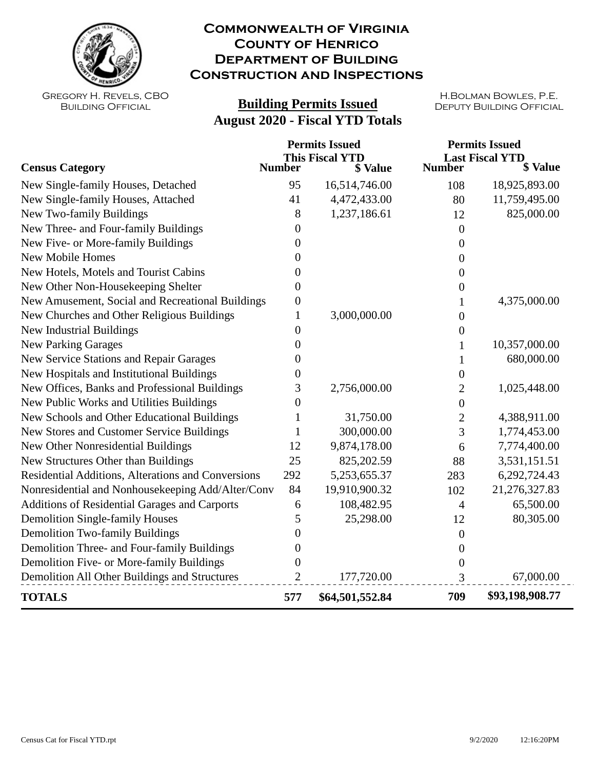**Commonwealth of Virginia**
**County of Henrico**
**Department of Building Construction and Inspections**

Gregory H. Revels, CBO
Building Official

H.Bolman Bowles, P.E.
Deputy Building Official

## Building Permits Issued
## August 2020 - Fiscal YTD Totals

| Census Category | Permits Issued This Fiscal YTD Number | Permits Issued This Fiscal YTD $ Value | Permits Issued Last Fiscal YTD Number | Permits Issued Last Fiscal YTD $ Value |
|---|---|---|---|---|
| New Single-family Houses, Detached | 95 | 16,514,746.00 | 108 | 18,925,893.00 |
| New Single-family Houses, Attached | 41 | 4,472,433.00 | 80 | 11,759,495.00 |
| New Two-family Buildings | 8 | 1,237,186.61 | 12 | 825,000.00 |
| New Three- and Four-family Buildings | 0 | | 0 | |
| New Five- or More-family Buildings | 0 | | 0 | |
| New Mobile Homes | 0 | | 0 | |
| New Hotels, Motels and Tourist Cabins | 0 | | 0 | |
| New Other Non-Housekeeping Shelter | 0 | | 0 | |
| New Amusement, Social and Recreational Buildings | 0 | | 1 | 4,375,000.00 |
| New Churches and Other Religious Buildings | 1 | 3,000,000.00 | 0 | |
| New Industrial Buildings | 0 | | 0 | |
| New Parking Garages | 0 | | 1 | 10,357,000.00 |
| New Service Stations and Repair Garages | 0 | | 1 | 680,000.00 |
| New Hospitals and Institutional Buildings | 0 | | 0 | |
| New Offices, Banks and Professional Buildings | 3 | 2,756,000.00 | 2 | 1,025,448.00 |
| New Public Works and Utilities Buildings | 0 | | 0 | |
| New Schools and Other Educational Buildings | 1 | 31,750.00 | 2 | 4,388,911.00 |
| New Stores and Customer Service Buildings | 1 | 300,000.00 | 3 | 1,774,453.00 |
| New Other Nonresidential Buildings | 12 | 9,874,178.00 | 6 | 7,774,400.00 |
| New Structures Other than Buildings | 25 | 825,202.59 | 88 | 3,531,151.51 |
| Residential Additions, Alterations and Conversions | 292 | 5,253,655.37 | 283 | 6,292,724.43 |
| Nonresidential and Nonhousekeeping Add/Alter/Conv | 84 | 19,910,900.32 | 102 | 21,276,327.83 |
| Additions of Residential Garages and Carports | 6 | 108,482.95 | 4 | 65,500.00 |
| Demolition Single-family Houses | 5 | 25,298.00 | 12 | 80,305.00 |
| Demolition Two-family Buildings | 0 | | 0 | |
| Demolition Three- and Four-family Buildings | 0 | | 0 | |
| Demolition Five- or More-family Buildings | 0 | | 0 | |
| Demolition All Other Buildings and Structures | 2 | 177,720.00 | 3 | 67,000.00 |
| **TOTALS** | **577** | **$64,501,552.84** | **709** | **$93,198,908.77** |

Census Cat for Fiscal YTD.rpt 9/2/2020 12:16:20PM